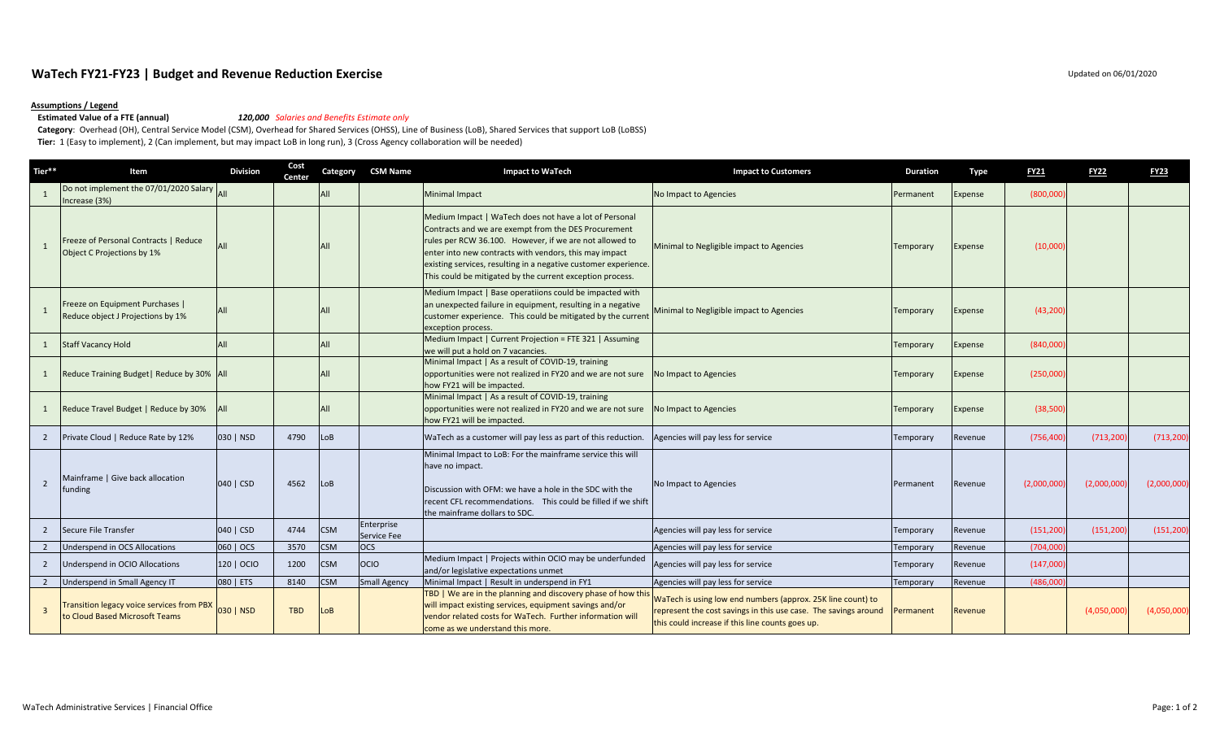# WaTech FY21-FY23 | Budget and Revenue Reduction Exercise

Updated on 06/01/2020

**Assumptions / Legend**

**Estimated Value of a FTE (annual)** ***120,000*** *Salaries and Benefits Estimate only*

**Category**: Overhead (OH), Central Service Model (CSM), Overhead for Shared Services (OHSS), Line of Business (LoB), Shared Services that support LoB (LoBSS)

**Tier:** 1 (Easy to implement), 2 (Can implement, but may impact LoB in long run), 3 (Cross Agency collaboration will be needed)

| Tier** | Item | Division | Cost Center | Category | CSM Name | Impact to WaTech | Impact to Customers | Duration | Type | FY21 | FY22 | FY23 |
|---|---|---|---|---|---|---|---|---|---|---|---|---|
| 1 | Do not implement the 07/01/2020 Salary Increase (3%) | All | | All | | Minimal Impact | No Impact to Agencies | Permanent | Expense | (800,000) | | |
| 1 | Freeze of Personal Contracts \| Reduce Object C Projections by 1% | All | | All | | Medium Impact \| WaTech does not have a lot of Personal Contracts and we are exempt from the DES Procurement rules per RCW 36.100. However, if we are not allowed to enter into new contracts with vendors, this may impact existing services, resulting in a negative customer experience. This could be mitigated by the current exception process. | Minimal to Negligible impact to Agencies | Temporary | Expense | (10,000) | | |
| 1 | Freeze on Equipment Purchases \| Reduce object J Projections by 1% | All | | All | | Medium Impact \| Base operatiions could be impacted with an unexpected failure in equipment, resulting in a negative customer experience. This could be mitigated by the current exception process. | Minimal to Negligible impact to Agencies | Temporary | Expense | (43,200) | | |
| 1 | Staff Vacancy Hold | All | | All | | Medium Impact \| Current Projection = FTE 321 \| Assuming we will put a hold on 7 vacancies. | | Temporary | Expense | (840,000) | | |
| 1 | Reduce Training Budget\| Reduce by 30% | All | | All | | Minimal Impact \| As a result of COVID-19, training opportunities were not realized in FY20 and we are not sure how FY21 will be impacted. | No Impact to Agencies | Temporary | Expense | (250,000) | | |
| 1 | Reduce Travel Budget \| Reduce by 30% | All | | All | | Minimal Impact \| As a result of COVID-19, training opportunities were not realized in FY20 and we are not sure how FY21 will be impacted. | No Impact to Agencies | Temporary | Expense | (38,500) | | |
| 2 | Private Cloud \| Reduce Rate by 12% | 030 \| NSD | 4790 | LoB | | WaTech as a customer will pay less as part of this reduction. | Agencies will pay less for service | Temporary | Revenue | (756,400) | (713,200) | (713,200) |
| 2 | Mainframe \| Give back allocation funding | 040 \| CSD | 4562 | LoB | | Minimal Impact to LoB: For the mainframe service this will have no impact.<br><br>Discussion with OFM: we have a hole in the SDC with the recent CFL recommendations. This could be filled if we shift the mainframe dollars to SDC. | No Impact to Agencies | Permanent | Revenue | (2,000,000) | (2,000,000) | (2,000,000) |
| 2 | Secure File Transfer | 040 \| CSD | 4744 | CSM | Enterprise Service Fee | | Agencies will pay less for service | Temporary | Revenue | (151,200) | (151,200) | (151,200) |
| 2 | Underspend in OCS Allocations | 060 \| OCS | 3570 | CSM | OCS | | Agencies will pay less for service | Temporary | Revenue | (704,000) | | |
| 2 | Underspend in OCIO Allocations | 120 \| OCIO | 1200 | CSM | OCIO | Medium Impact \| Projects within OCIO may be underfunded and/or legislative expectations unmet | Agencies will pay less for service | Temporary | Revenue | (147,000) | | |
| 2 | Underspend in Small Agency IT | 080 \| ETS | 8140 | CSM | Small Agency | Minimal Impact \| Result in underspend in FY1 | Agencies will pay less for service | Temporary | Revenue | (486,000) | | |
| 3 | Transition legacy voice services from PBX to Cloud Based Microsoft Teams | 030 \| NSD | TBD | LoB | | TBD \| We are in the planning and discovery phase of how this will impact existing services, equipment savings and/or vendor related costs for WaTech. Further information will come as we understand this more. | WaTech is using low end numbers (approx. 25K line count) to represent the cost savings in this use case. The savings around this could increase if this line counts goes up. | Permanent | Revenue | | (4,050,000) | (4,050,000) |

WaTech Administrative Services | Financial Office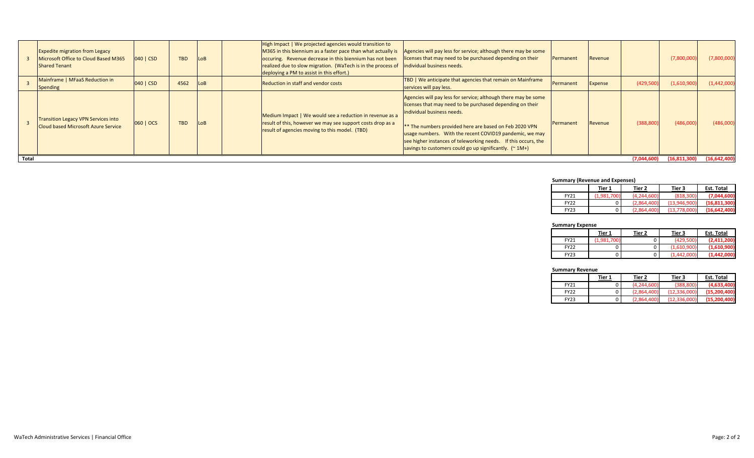| | | | | | | | | | | | | |
|---|---|---|---|---|---|---|---|---|---|---|---|---|
| 3 | Expedite migration from Legacy Microsoft Office to Cloud Based M365 Shared Tenant | 040 \| CSD | TBD | LoB | | High Impact \| We projected agencies would transition to M365 in this biennium as a faster pace than what actually is occuring. Revenue decrease in this biennium has not been realized due to slow migration. (WaTech is in the process of deploying a PM to assist in this effort.) | Agencies will pay less for service; although there may be some licenses that may need to be purchased depending on their individual business needs. | Permanent | Revenue | | (7,800,000) | (7,800,000) |
| 3 | Mainframe \| MFaaS Reduction in Spending | 040 \| CSD | 4562 | LoB | | Reduction in staff and vendor costs | TBD \| We anticipate that agencies that remain on Mainframe services will pay less. | Permanent | Expense | (429,500) | (1,610,900) | (1,442,000) |
| 3 | Transition Legacy VPN Services into Cloud based Microsoft Azure Service | 060 \| OCS | TBD | LoB | | Medium Impact \| We would see a reduction in revenue as a result of this, however we may see support costs drop as a result of agencies moving to this model. (TBD) | Agencies will pay less for service; although there may be some licenses that may need to be purchased depending on their individual business needs.<br><br>** The numbers provided here are based on Feb 2020 VPN usage numbers. With the recent COVID19 pandemic, we may see higher instances of teleworking needs. If this occurs, the savings to customers could go up significantly. (~ 1M+) | Permanent | Revenue | (388,800) | (486,000) | (486,000) |
| **Total** | | | | | | | | | | (7,044,600) | (16,811,300) | (16,642,400) |

**Summary (Revenue and Expenses)**

| | Tier 1 | Tier 2 | Tier 3 | Est. Total |
|---|---|---|---|---|
| FY21 | (1,981,700) | (4,244,600) | (818,300) | **(7,044,600)** |
| FY22 | 0 | (2,864,400) | (13,946,900) | **(16,811,300)** |
| FY23 | 0 | (2,864,400) | (13,778,000) | **(16,642,400)** |

**Summary Expense**

| | Tier 1 | Tier 2 | Tier 3 | Est. Total |
|---|---|---|---|---|
| FY21 | (1,981,700) | 0 | (429,500) | **(2,411,200)** |
| FY22 | 0 | 0 | (1,610,900) | **(1,610,900)** |
| FY23 | 0 | 0 | (1,442,000) | **(1,442,000)** |

**Summary Revenue**

| | Tier 1 | Tier 2 | Tier 3 | Est. Total |
|---|---|---|---|---|
| FY21 | 0 | (4,244,600) | (388,800) | **(4,633,400)** |
| FY22 | 0 | (2,864,400) | (12,336,000) | **(15,200,400)** |
| FY23 | 0 | (2,864,400) | (12,336,000) | **(15,200,400)** |